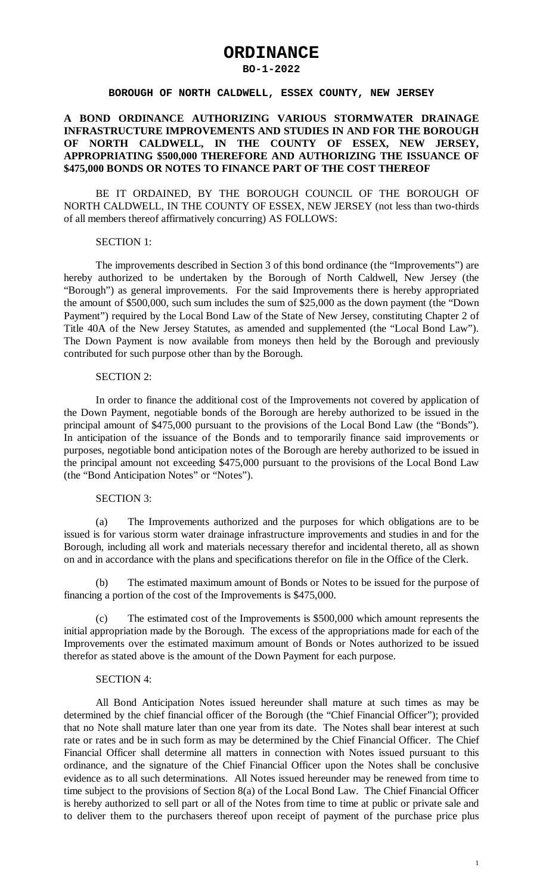# ORDINANCE

**BO-1-2022**

**BOROUGH OF NORTH CALDWELL, ESSEX COUNTY, NEW JERSEY**

**A BOND ORDINANCE AUTHORIZING VARIOUS STORMWATER DRAINAGE INFRASTRUCTURE IMPROVEMENTS AND STUDIES IN AND FOR THE BOROUGH OF NORTH CALDWELL, IN THE COUNTY OF ESSEX, NEW JERSEY, APPROPRIATING \$500,000 THEREFORE AND AUTHORIZING THE ISSUANCE OF \$475,000 BONDS OR NOTES TO FINANCE PART OF THE COST THEREOF**

BE IT ORDAINED, BY THE BOROUGH COUNCIL OF THE BOROUGH OF NORTH CALDWELL, IN THE COUNTY OF ESSEX, NEW JERSEY (not less than two-thirds of all members thereof affirmatively concurring) AS FOLLOWS:

SECTION 1:

The improvements described in Section 3 of this bond ordinance (the "Improvements") are hereby authorized to be undertaken by the Borough of North Caldwell, New Jersey (the "Borough") as general improvements. For the said Improvements there is hereby appropriated the amount of \$500,000, such sum includes the sum of \$25,000 as the down payment (the "Down Payment") required by the Local Bond Law of the State of New Jersey, constituting Chapter 2 of Title 40A of the New Jersey Statutes, as amended and supplemented (the "Local Bond Law"). The Down Payment is now available from moneys then held by the Borough and previously contributed for such purpose other than by the Borough.

SECTION 2:

In order to finance the additional cost of the Improvements not covered by application of the Down Payment, negotiable bonds of the Borough are hereby authorized to be issued in the principal amount of \$475,000 pursuant to the provisions of the Local Bond Law (the "Bonds"). In anticipation of the issuance of the Bonds and to temporarily finance said improvements or purposes, negotiable bond anticipation notes of the Borough are hereby authorized to be issued in the principal amount not exceeding \$475,000 pursuant to the provisions of the Local Bond Law (the "Bond Anticipation Notes" or "Notes").

SECTION 3:

(a) The Improvements authorized and the purposes for which obligations are to be issued is for various storm water drainage infrastructure improvements and studies in and for the Borough, including all work and materials necessary therefor and incidental thereto, all as shown on and in accordance with the plans and specifications therefor on file in the Office of the Clerk.

(b) The estimated maximum amount of Bonds or Notes to be issued for the purpose of financing a portion of the cost of the Improvements is \$475,000.

(c) The estimated cost of the Improvements is \$500,000 which amount represents the initial appropriation made by the Borough. The excess of the appropriations made for each of the Improvements over the estimated maximum amount of Bonds or Notes authorized to be issued therefor as stated above is the amount of the Down Payment for each purpose.

SECTION 4:

All Bond Anticipation Notes issued hereunder shall mature at such times as may be determined by the chief financial officer of the Borough (the "Chief Financial Officer"); provided that no Note shall mature later than one year from its date. The Notes shall bear interest at such rate or rates and be in such form as may be determined by the Chief Financial Officer. The Chief Financial Officer shall determine all matters in connection with Notes issued pursuant to this ordinance, and the signature of the Chief Financial Officer upon the Notes shall be conclusive evidence as to all such determinations. All Notes issued hereunder may be renewed from time to time subject to the provisions of Section 8(a) of the Local Bond Law. The Chief Financial Officer is hereby authorized to sell part or all of the Notes from time to time at public or private sale and to deliver them to the purchasers thereof upon receipt of payment of the purchase price plus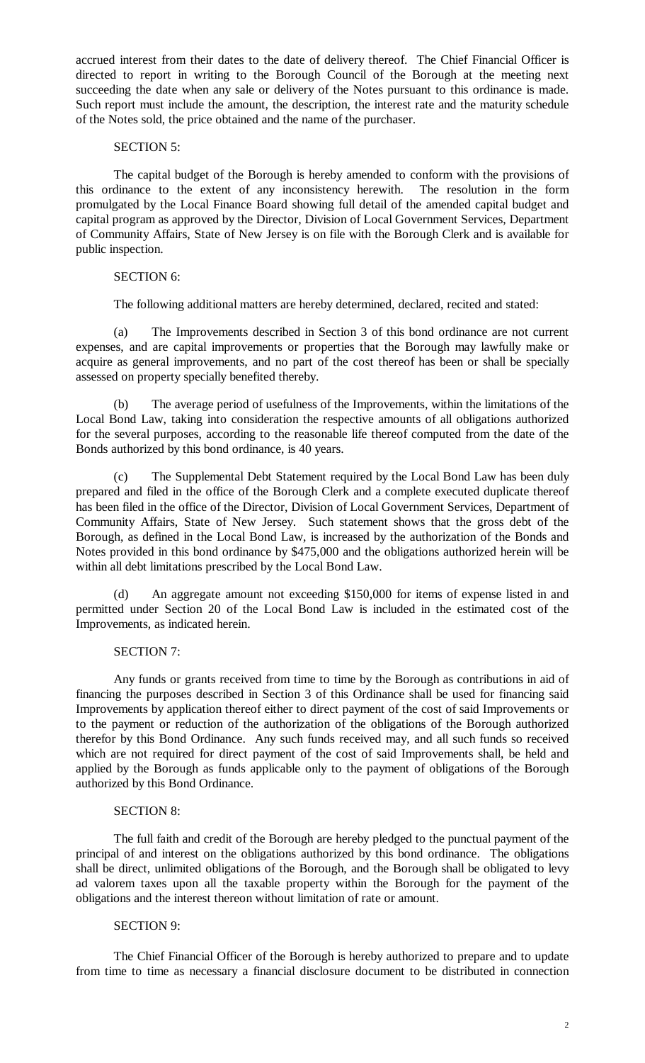accrued interest from their dates to the date of delivery thereof. The Chief Financial Officer is directed to report in writing to the Borough Council of the Borough at the meeting next succeeding the date when any sale or delivery of the Notes pursuant to this ordinance is made. Such report must include the amount, the description, the interest rate and the maturity schedule of the Notes sold, the price obtained and the name of the purchaser.

SECTION 5:

The capital budget of the Borough is hereby amended to conform with the provisions of this ordinance to the extent of any inconsistency herewith. The resolution in the form promulgated by the Local Finance Board showing full detail of the amended capital budget and capital program as approved by the Director, Division of Local Government Services, Department of Community Affairs, State of New Jersey is on file with the Borough Clerk and is available for public inspection.

SECTION 6:

The following additional matters are hereby determined, declared, recited and stated:

(a) The Improvements described in Section 3 of this bond ordinance are not current expenses, and are capital improvements or properties that the Borough may lawfully make or acquire as general improvements, and no part of the cost thereof has been or shall be specially assessed on property specially benefited thereby.

(b) The average period of usefulness of the Improvements, within the limitations of the Local Bond Law, taking into consideration the respective amounts of all obligations authorized for the several purposes, according to the reasonable life thereof computed from the date of the Bonds authorized by this bond ordinance, is 40 years.

(c) The Supplemental Debt Statement required by the Local Bond Law has been duly prepared and filed in the office of the Borough Clerk and a complete executed duplicate thereof has been filed in the office of the Director, Division of Local Government Services, Department of Community Affairs, State of New Jersey. Such statement shows that the gross debt of the Borough, as defined in the Local Bond Law, is increased by the authorization of the Bonds and Notes provided in this bond ordinance by $475,000 and the obligations authorized herein will be within all debt limitations prescribed by the Local Bond Law.

(d) An aggregate amount not exceeding $150,000 for items of expense listed in and permitted under Section 20 of the Local Bond Law is included in the estimated cost of the Improvements, as indicated herein.

SECTION 7:

Any funds or grants received from time to time by the Borough as contributions in aid of financing the purposes described in Section 3 of this Ordinance shall be used for financing said Improvements by application thereof either to direct payment of the cost of said Improvements or to the payment or reduction of the authorization of the obligations of the Borough authorized therefor by this Bond Ordinance. Any such funds received may, and all such funds so received which are not required for direct payment of the cost of said Improvements shall, be held and applied by the Borough as funds applicable only to the payment of obligations of the Borough authorized by this Bond Ordinance.

SECTION 8:

The full faith and credit of the Borough are hereby pledged to the punctual payment of the principal of and interest on the obligations authorized by this bond ordinance. The obligations shall be direct, unlimited obligations of the Borough, and the Borough shall be obligated to levy ad valorem taxes upon all the taxable property within the Borough for the payment of the obligations and the interest thereon without limitation of rate or amount.

SECTION 9:

The Chief Financial Officer of the Borough is hereby authorized to prepare and to update from time to time as necessary a financial disclosure document to be distributed in connection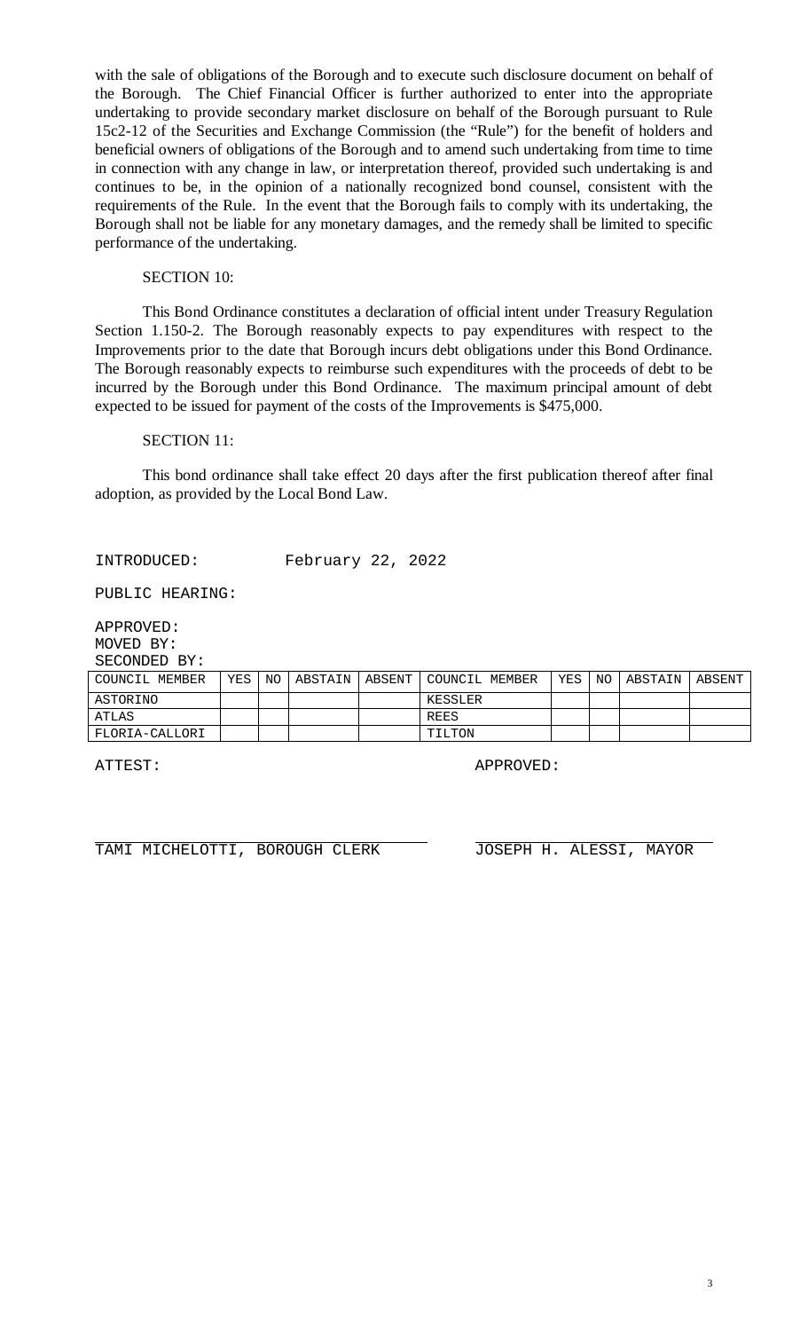with the sale of obligations of the Borough and to execute such disclosure document on behalf of the Borough. The Chief Financial Officer is further authorized to enter into the appropriate undertaking to provide secondary market disclosure on behalf of the Borough pursuant to Rule 15c2-12 of the Securities and Exchange Commission (the "Rule") for the benefit of holders and beneficial owners of obligations of the Borough and to amend such undertaking from time to time in connection with any change in law, or interpretation thereof, provided such undertaking is and continues to be, in the opinion of a nationally recognized bond counsel, consistent with the requirements of the Rule. In the event that the Borough fails to comply with its undertaking, the Borough shall not be liable for any monetary damages, and the remedy shall be limited to specific performance of the undertaking.

SECTION 10:

This Bond Ordinance constitutes a declaration of official intent under Treasury Regulation Section 1.150-2. The Borough reasonably expects to pay expenditures with respect to the Improvements prior to the date that Borough incurs debt obligations under this Bond Ordinance. The Borough reasonably expects to reimburse such expenditures with the proceeds of debt to be incurred by the Borough under this Bond Ordinance. The maximum principal amount of debt expected to be issued for payment of the costs of the Improvements is $475,000.

SECTION 11:

This bond ordinance shall take effect 20 days after the first publication thereof after final adoption, as provided by the Local Bond Law.

INTRODUCED: February 22, 2022

PUBLIC HEARING:

APPROVED:
MOVED BY:
SECONDED BY:

| COUNCIL MEMBER | YES | NO | ABSTAIN | ABSENT | COUNCIL MEMBER | YES | NO | ABSTAIN | ABSENT |
|---|---|---|---|---|---|---|---|---|---|
| ASTORINO | | | | | KESSLER | | | | |
| ATLAS | | | | | REES | | | | |
| FLORIA-CALLORI | | | | | TILTON | | | | |

ATTEST: APPROVED:

TAMI MICHELOTTI, BOROUGH CLERK

JOSEPH H. ALESSI, MAYOR